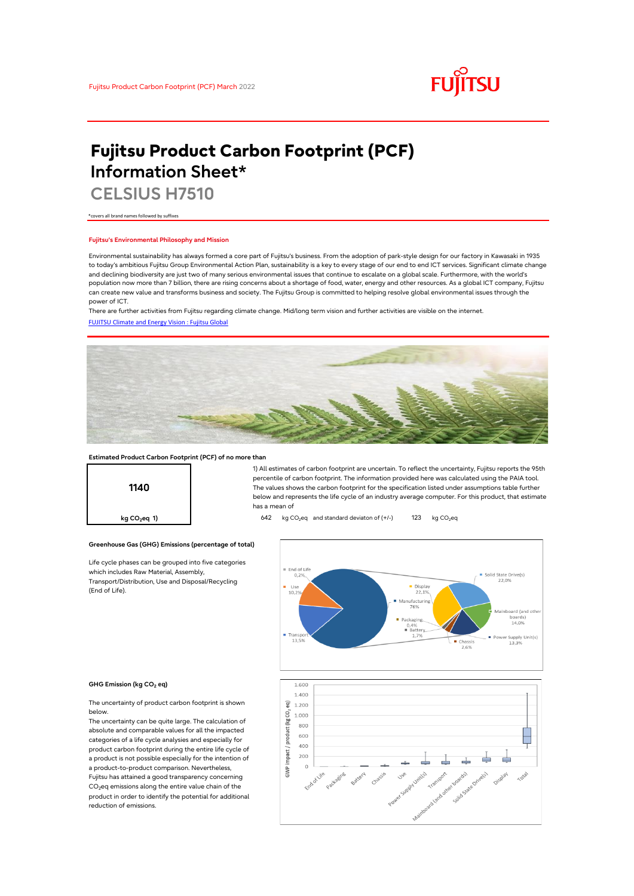Fujitsu Product Carbon Footprint (PCF) March 2022

# Fujitsu Product Carbon Footprint (PCF) Information Sheet*

## CELSIUS H7510

*covers all brand names followed by suffixes

### Fujitsu's Environmental Philosophy and Mission

Environmental sustainability has always formed a core part of Fujitsu's business. From the adoption of park-style design for our factory in Kawasaki in 1935 to today's ambitious Fujitsu Group Environmental Action Plan, sustainability is a key to every stage of our end to end ICT services. Significant climate change and declining biodiversity are just two of many serious environmental issues that continue to escalate on a global scale. Furthermore, with the world's population now more than 7 billion, there are rising concerns about a shortage of food, water, energy and other resources. As a global ICT company, Fujitsu can create new value and transforms business and society. The Fujitsu Group is committed to helping resolve global environmental issues through the power of ICT.

There are further activities from Fujitsu regarding climate change. Mid/long term vision and further activities are visible on the internet.

[FUJITSU Climate and Energy Vision : Fujitsu Global]

### Estimated Product Carbon Footprint (PCF) of no more than

**1140**

kg $CO_2eq$ 1)

1) All estimates of carbon footprint are uncertain. To reflect the uncertainty, Fujitsu reports the 95th percentile of carbon footprint. The information provided here was calculated using the PAIA tool. The values shows the carbon footprint for the specification listed under assumptions table further below and represents the life cycle of an industry average computer. For this product, that estimate has a mean of

642 kg $CO_2eq$ and standard deviaton of (+/-) 123 kg $CO_2eq$

### Greenhouse Gas (GHG) Emissions (percentage of total)

Life cycle phases can be grouped into five categories which includes Raw Material, Assembly, Transport/Distribution, Use and Disposal/Recycling (End of Life).

| Phase | Share |
|---|---|
| End of Life | 0,2% |
| Use | 10,2% |
| Transport | 13,5% |
| Manufacturing | 76% |

| Manufacturing breakdown | Share |
|---|---|
| Solid State Drive(s) | 22,0% |
| Display | 22,1% |
| Mainboard (and other boards) | 14,0% |
| Power Supply Unit(s) | 13,3% |
| Chassis | 2,6% |
| Battery | 1,7% |
| Packaging | 0,4% |

### GHG Emission (kg $CO_2$ eq)

The uncertainty of product carbon footprint is shown below.

The uncertainty can be quite large. The calculation of absolute and comparable values for all the impacted categories of a life cycle analysies and especially for product carbon footprint during the entire life cycle of a product is not possible especially for the intention of a product-to-product comparison. Nevertheless, Fujitsu has attained a good transparency concerning $CO_2eq$ emissions along the entire value chain of the product in order to identify the potential for additional reduction of emissions.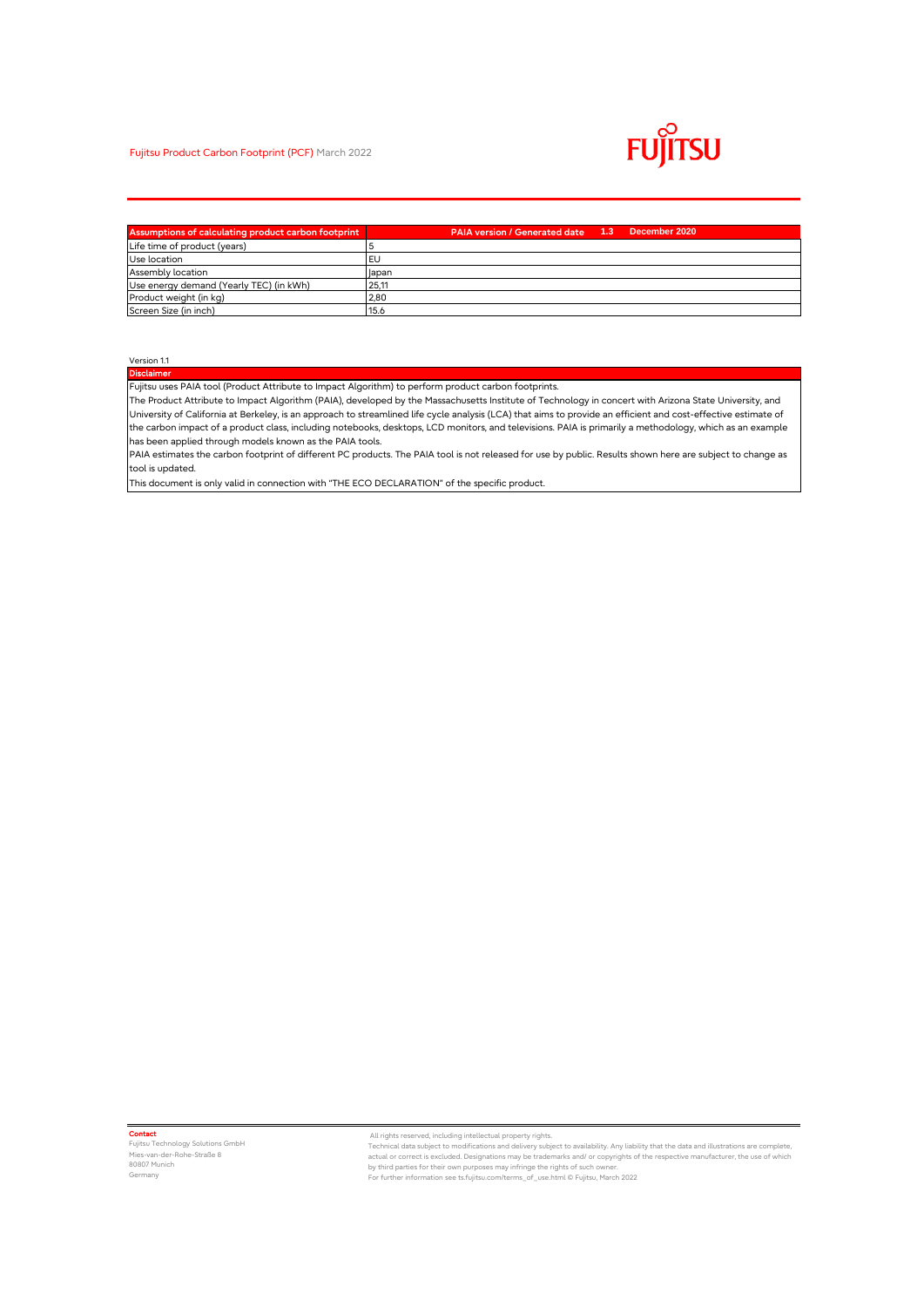Fujitsu Product Carbon Footprint (PCF) March 2022

| Assumptions of calculating product carbon footprint | PAIA version / Generated date 1.3 December 2020 |
| --- | --- |
| Life time of product (years) | 5 |
| Use location | EU |
| Assembly location | Japan |
| Use energy demand (Yearly TEC) (in kWh) | 25,11 |
| Product weight (in kg) | 2,80 |
| Screen Size (in inch) | 15.6 |

Version 1.1

**Disclaimer**

Fujitsu uses PAIA tool (Product Attribute to Impact Algorithm) to perform product carbon footprints.

The Product Attribute to Impact Algorithm (PAIA), developed by the Massachusetts Institute of Technology in concert with Arizona State University, and University of California at Berkeley, is an approach to streamlined life cycle analysis (LCA) that aims to provide an efficient and cost-effective estimate of the carbon impact of a product class, including notebooks, desktops, LCD monitors, and televisions. PAIA is primarily a methodology, which as an example has been applied through models known as the PAIA tools.

PAIA estimates the carbon footprint of different PC products. The PAIA tool is not released for use by public. Results shown here are subject to change as tool is updated.

This document is only valid in connection with "THE ECO DECLARATION" of the specific product.

**Contact**
Fujitsu Technology Solutions GmbH
Mies-van-der-Rohe-Straße 8
80807 Munich
Germany

All rights reserved, including intellectual property rights.
Technical data subject to modifications and delivery subject to availability. Any liability that the data and illustrations are complete, actual or correct is excluded. Designations may be trademarks and/ or copyrights of the respective manufacturer, the use of which by third parties for their own purposes may infringe the rights of such owner.
For further information see ts.fujitsu.com/terms_of_use.html © Fujitsu, March 2022